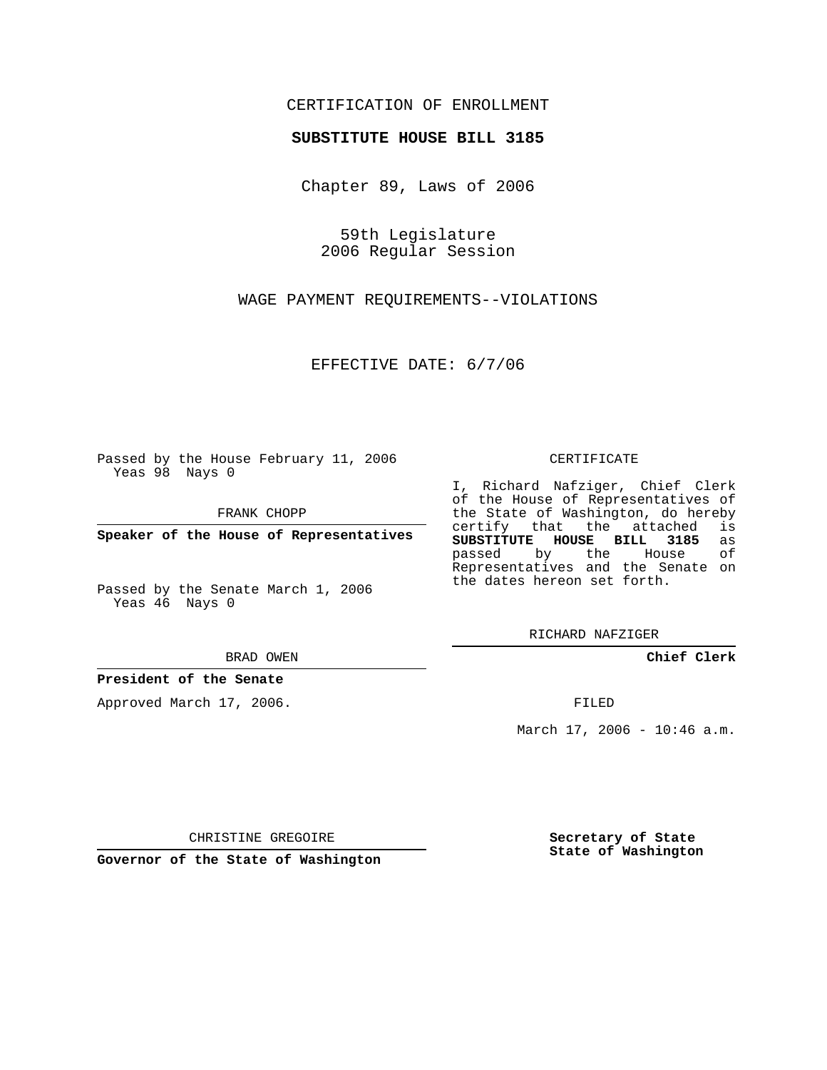CERTIFICATION OF ENROLLMENT

**SUBSTITUTE HOUSE BILL 3185**

Chapter 89, Laws of 2006

59th Legislature
2006 Regular Session

WAGE PAYMENT REQUIREMENTS--VIOLATIONS

EFFECTIVE DATE: 6/7/06

Passed by the House February 11, 2006
Yeas 98 Nays 0

FRANK CHOPP

**Speaker of the House of Representatives**

Passed by the Senate March 1, 2006
Yeas 46 Nays 0

BRAD OWEN

**President of the Senate**

Approved March 17, 2006.

CHRISTINE GREGOIRE

**Governor of the State of Washington**

CERTIFICATE

I, Richard Nafziger, Chief Clerk of the House of Representatives of the State of Washington, do hereby certify that the attached is **SUBSTITUTE HOUSE BILL 3185** as passed by the House of Representatives and the Senate on the dates hereon set forth.

RICHARD NAFZIGER

**Chief Clerk**

FILED

March 17, 2006 - 10:46 a.m.

**Secretary of State**
**State of Washington**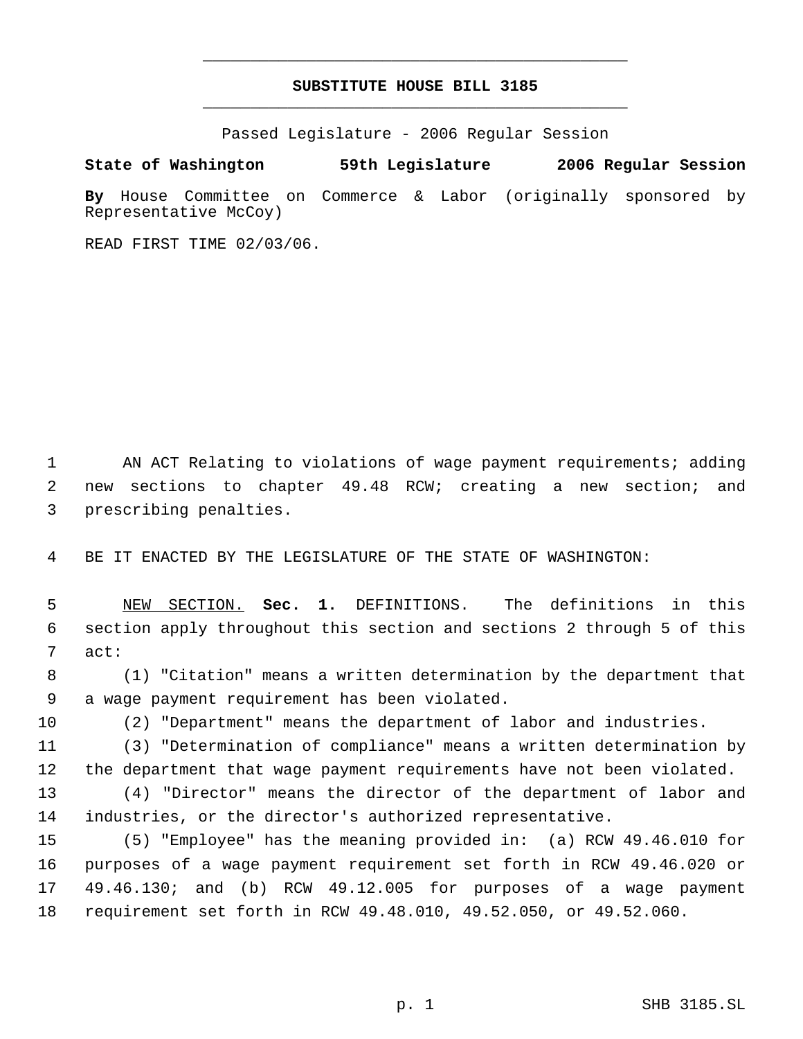# SUBSTITUTE HOUSE BILL 3185

Passed Legislature - 2006 Regular Session

**State of Washington 59th Legislature 2006 Regular Session**

**By** House Committee on Commerce & Labor (originally sponsored by Representative McCoy)

READ FIRST TIME 02/03/06.

AN ACT Relating to violations of wage payment requirements; adding new sections to chapter 49.48 RCW; creating a new section; and prescribing penalties.

BE IT ENACTED BY THE LEGISLATURE OF THE STATE OF WASHINGTON:

NEW SECTION. **Sec. 1.** DEFINITIONS. The definitions in this section apply throughout this section and sections 2 through 5 of this act:

(1) "Citation" means a written determination by the department that a wage payment requirement has been violated.

(2) "Department" means the department of labor and industries.

(3) "Determination of compliance" means a written determination by the department that wage payment requirements have not been violated.

(4) "Director" means the director of the department of labor and industries, or the director's authorized representative.

(5) "Employee" has the meaning provided in: (a) RCW 49.46.010 for purposes of a wage payment requirement set forth in RCW 49.46.020 or 49.46.130; and (b) RCW 49.12.005 for purposes of a wage payment requirement set forth in RCW 49.48.010, 49.52.050, or 49.52.060.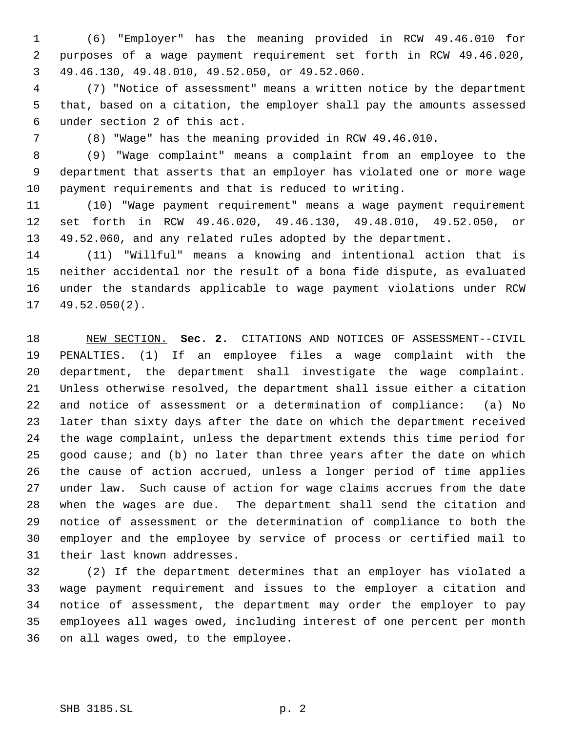(6) "Employer" has the meaning provided in RCW 49.46.010 for purposes of a wage payment requirement set forth in RCW 49.46.020, 49.46.130, 49.48.010, 49.52.050, or 49.52.060.

(7) "Notice of assessment" means a written notice by the department that, based on a citation, the employer shall pay the amounts assessed under section 2 of this act.

(8) "Wage" has the meaning provided in RCW 49.46.010.

(9) "Wage complaint" means a complaint from an employee to the department that asserts that an employer has violated one or more wage payment requirements and that is reduced to writing.

(10) "Wage payment requirement" means a wage payment requirement set forth in RCW 49.46.020, 49.46.130, 49.48.010, 49.52.050, or 49.52.060, and any related rules adopted by the department.

(11) "Willful" means a knowing and intentional action that is neither accidental nor the result of a bona fide dispute, as evaluated under the standards applicable to wage payment violations under RCW 49.52.050(2).

NEW SECTION. **Sec. 2.** CITATIONS AND NOTICES OF ASSESSMENT--CIVIL PENALTIES. (1) If an employee files a wage complaint with the department, the department shall investigate the wage complaint. Unless otherwise resolved, the department shall issue either a citation and notice of assessment or a determination of compliance: (a) No later than sixty days after the date on which the department received the wage complaint, unless the department extends this time period for good cause; and (b) no later than three years after the date on which the cause of action accrued, unless a longer period of time applies under law. Such cause of action for wage claims accrues from the date when the wages are due. The department shall send the citation and notice of assessment or the determination of compliance to both the employer and the employee by service of process or certified mail to their last known addresses.

(2) If the department determines that an employer has violated a wage payment requirement and issues to the employer a citation and notice of assessment, the department may order the employer to pay employees all wages owed, including interest of one percent per month on all wages owed, to the employee.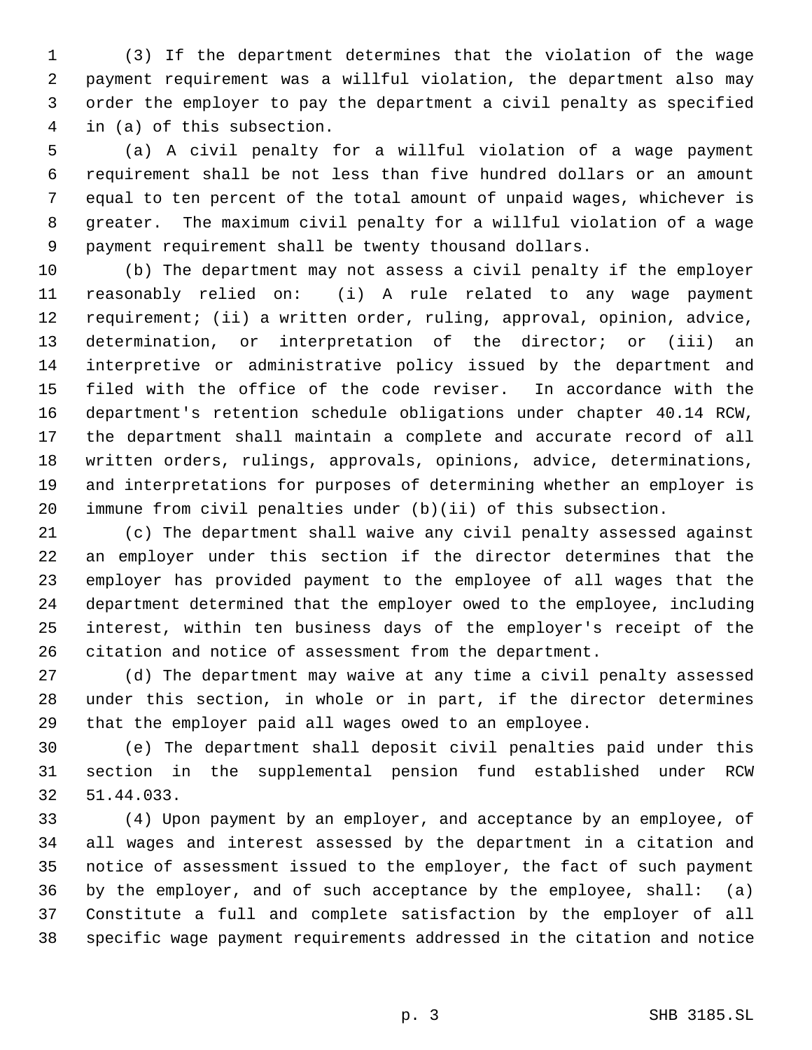(3) If the department determines that the violation of the wage payment requirement was a willful violation, the department also may order the employer to pay the department a civil penalty as specified in (a) of this subsection.

(a) A civil penalty for a willful violation of a wage payment requirement shall be not less than five hundred dollars or an amount equal to ten percent of the total amount of unpaid wages, whichever is greater. The maximum civil penalty for a willful violation of a wage payment requirement shall be twenty thousand dollars.

(b) The department may not assess a civil penalty if the employer reasonably relied on: (i) A rule related to any wage payment requirement; (ii) a written order, ruling, approval, opinion, advice, determination, or interpretation of the director; or (iii) an interpretive or administrative policy issued by the department and filed with the office of the code reviser. In accordance with the department's retention schedule obligations under chapter 40.14 RCW, the department shall maintain a complete and accurate record of all written orders, rulings, approvals, opinions, advice, determinations, and interpretations for purposes of determining whether an employer is immune from civil penalties under (b)(ii) of this subsection.

(c) The department shall waive any civil penalty assessed against an employer under this section if the director determines that the employer has provided payment to the employee of all wages that the department determined that the employer owed to the employee, including interest, within ten business days of the employer's receipt of the citation and notice of assessment from the department.

(d) The department may waive at any time a civil penalty assessed under this section, in whole or in part, if the director determines that the employer paid all wages owed to an employee.

(e) The department shall deposit civil penalties paid under this section in the supplemental pension fund established under RCW 51.44.033.

(4) Upon payment by an employer, and acceptance by an employee, of all wages and interest assessed by the department in a citation and notice of assessment issued to the employer, the fact of such payment by the employer, and of such acceptance by the employee, shall: (a) Constitute a full and complete satisfaction by the employer of all specific wage payment requirements addressed in the citation and notice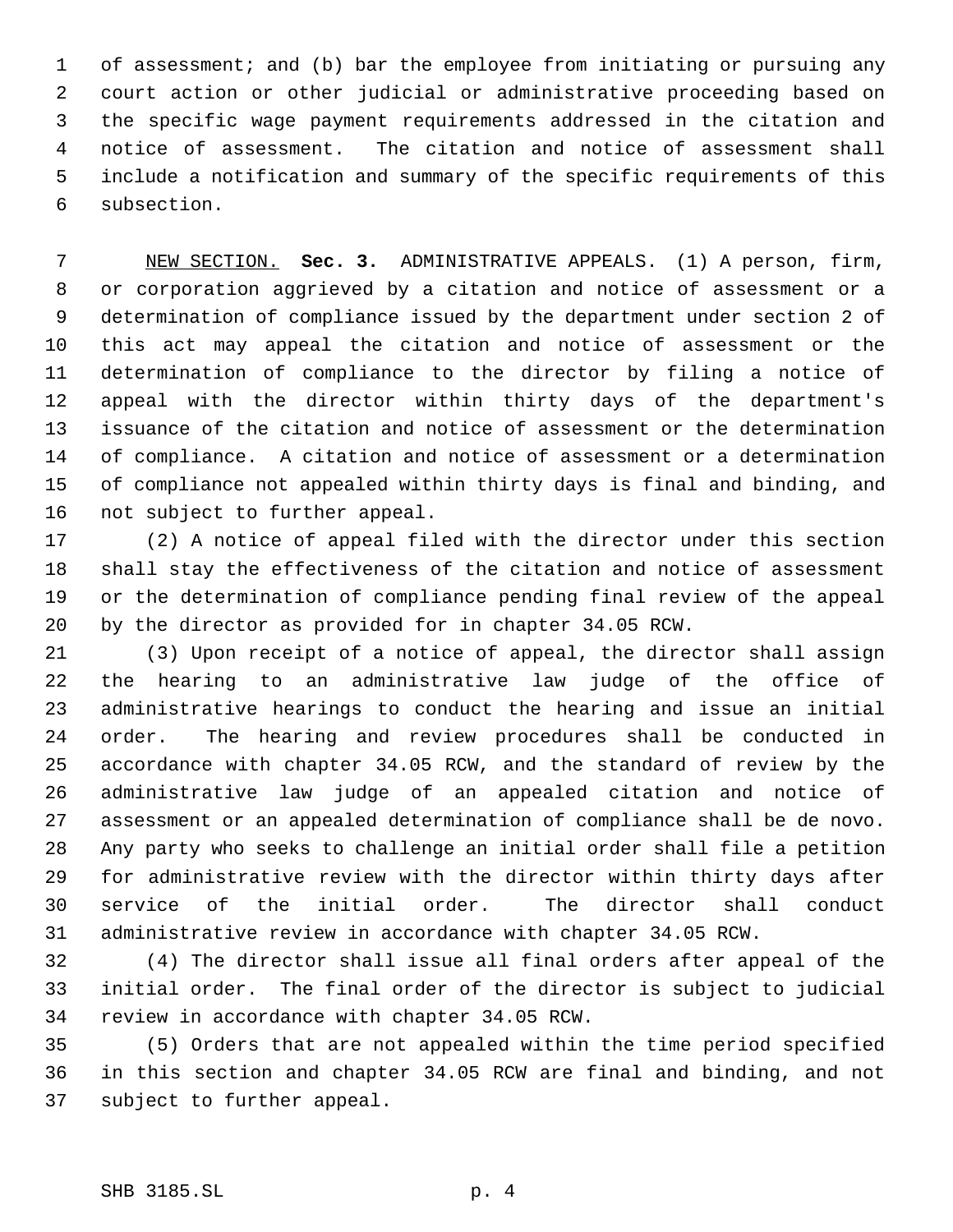of assessment; and (b) bar the employee from initiating or pursuing any court action or other judicial or administrative proceeding based on the specific wage payment requirements addressed in the citation and notice of assessment. The citation and notice of assessment shall include a notification and summary of the specific requirements of this subsection.

NEW SECTION. **Sec. 3.** ADMINISTRATIVE APPEALS. (1) A person, firm, or corporation aggrieved by a citation and notice of assessment or a determination of compliance issued by the department under section 2 of this act may appeal the citation and notice of assessment or the determination of compliance to the director by filing a notice of appeal with the director within thirty days of the department's issuance of the citation and notice of assessment or the determination of compliance. A citation and notice of assessment or a determination of compliance not appealed within thirty days is final and binding, and not subject to further appeal.

(2) A notice of appeal filed with the director under this section shall stay the effectiveness of the citation and notice of assessment or the determination of compliance pending final review of the appeal by the director as provided for in chapter 34.05 RCW.

(3) Upon receipt of a notice of appeal, the director shall assign the hearing to an administrative law judge of the office of administrative hearings to conduct the hearing and issue an initial order. The hearing and review procedures shall be conducted in accordance with chapter 34.05 RCW, and the standard of review by the administrative law judge of an appealed citation and notice of assessment or an appealed determination of compliance shall be de novo. Any party who seeks to challenge an initial order shall file a petition for administrative review with the director within thirty days after service of the initial order. The director shall conduct administrative review in accordance with chapter 34.05 RCW.

(4) The director shall issue all final orders after appeal of the initial order. The final order of the director is subject to judicial review in accordance with chapter 34.05 RCW.

(5) Orders that are not appealed within the time period specified in this section and chapter 34.05 RCW are final and binding, and not subject to further appeal.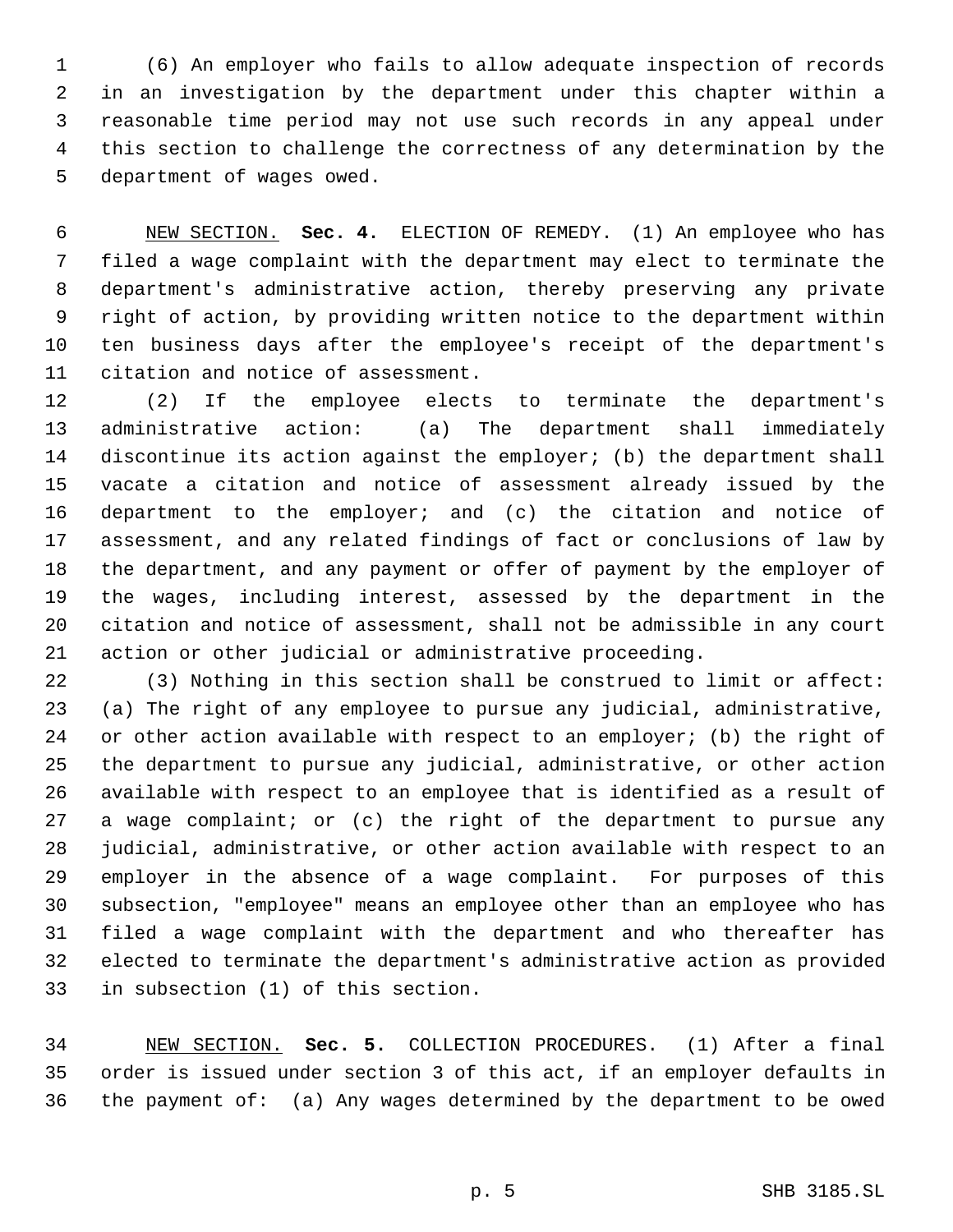(6) An employer who fails to allow adequate inspection of records in an investigation by the department under this chapter within a reasonable time period may not use such records in any appeal under this section to challenge the correctness of any determination by the department of wages owed.

NEW SECTION. **Sec. 4.** ELECTION OF REMEDY. (1) An employee who has filed a wage complaint with the department may elect to terminate the department's administrative action, thereby preserving any private right of action, by providing written notice to the department within ten business days after the employee's receipt of the department's citation and notice of assessment.

(2) If the employee elects to terminate the department's administrative action: (a) The department shall immediately discontinue its action against the employer; (b) the department shall vacate a citation and notice of assessment already issued by the department to the employer; and (c) the citation and notice of assessment, and any related findings of fact or conclusions of law by the department, and any payment or offer of payment by the employer of the wages, including interest, assessed by the department in the citation and notice of assessment, shall not be admissible in any court action or other judicial or administrative proceeding.

(3) Nothing in this section shall be construed to limit or affect: (a) The right of any employee to pursue any judicial, administrative, or other action available with respect to an employer; (b) the right of the department to pursue any judicial, administrative, or other action available with respect to an employee that is identified as a result of a wage complaint; or (c) the right of the department to pursue any judicial, administrative, or other action available with respect to an employer in the absence of a wage complaint. For purposes of this subsection, "employee" means an employee other than an employee who has filed a wage complaint with the department and who thereafter has elected to terminate the department's administrative action as provided in subsection (1) of this section.

NEW SECTION. **Sec. 5.** COLLECTION PROCEDURES. (1) After a final order is issued under section 3 of this act, if an employer defaults in the payment of: (a) Any wages determined by the department to be owed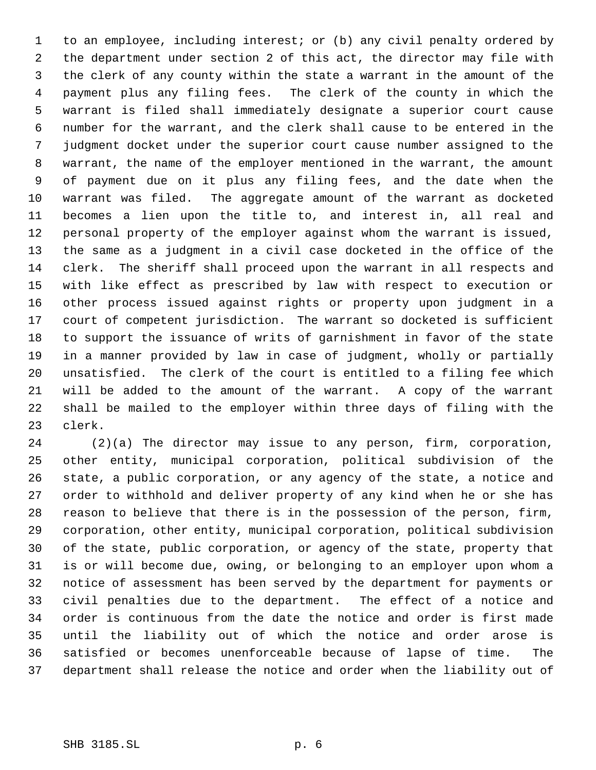to an employee, including interest; or (b) any civil penalty ordered by the department under section 2 of this act, the director may file with the clerk of any county within the state a warrant in the amount of the payment plus any filing fees. The clerk of the county in which the warrant is filed shall immediately designate a superior court cause number for the warrant, and the clerk shall cause to be entered in the judgment docket under the superior court cause number assigned to the warrant, the name of the employer mentioned in the warrant, the amount of payment due on it plus any filing fees, and the date when the warrant was filed. The aggregate amount of the warrant as docketed becomes a lien upon the title to, and interest in, all real and personal property of the employer against whom the warrant is issued, the same as a judgment in a civil case docketed in the office of the clerk. The sheriff shall proceed upon the warrant in all respects and with like effect as prescribed by law with respect to execution or other process issued against rights or property upon judgment in a court of competent jurisdiction. The warrant so docketed is sufficient to support the issuance of writs of garnishment in favor of the state in a manner provided by law in case of judgment, wholly or partially unsatisfied. The clerk of the court is entitled to a filing fee which will be added to the amount of the warrant. A copy of the warrant shall be mailed to the employer within three days of filing with the clerk.

(2)(a) The director may issue to any person, firm, corporation, other entity, municipal corporation, political subdivision of the state, a public corporation, or any agency of the state, a notice and order to withhold and deliver property of any kind when he or she has reason to believe that there is in the possession of the person, firm, corporation, other entity, municipal corporation, political subdivision of the state, public corporation, or agency of the state, property that is or will become due, owing, or belonging to an employer upon whom a notice of assessment has been served by the department for payments or civil penalties due to the department. The effect of a notice and order is continuous from the date the notice and order is first made until the liability out of which the notice and order arose is satisfied or becomes unenforceable because of lapse of time. The department shall release the notice and order when the liability out of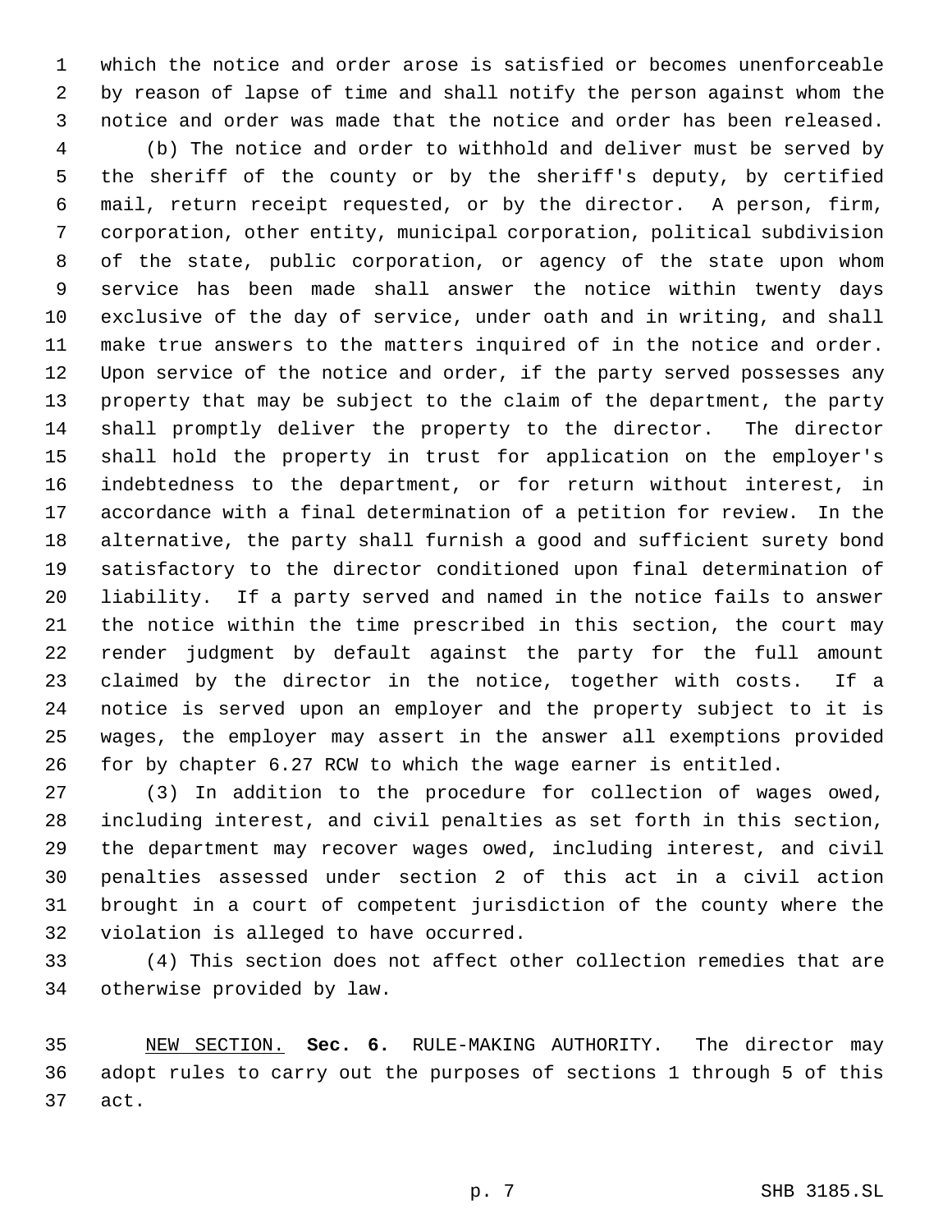which the notice and order arose is satisfied or becomes unenforceable by reason of lapse of time and shall notify the person against whom the notice and order was made that the notice and order has been released.

(b) The notice and order to withhold and deliver must be served by the sheriff of the county or by the sheriff's deputy, by certified mail, return receipt requested, or by the director. A person, firm, corporation, other entity, municipal corporation, political subdivision of the state, public corporation, or agency of the state upon whom service has been made shall answer the notice within twenty days exclusive of the day of service, under oath and in writing, and shall make true answers to the matters inquired of in the notice and order. Upon service of the notice and order, if the party served possesses any property that may be subject to the claim of the department, the party shall promptly deliver the property to the director. The director shall hold the property in trust for application on the employer's indebtedness to the department, or for return without interest, in accordance with a final determination of a petition for review. In the alternative, the party shall furnish a good and sufficient surety bond satisfactory to the director conditioned upon final determination of liability. If a party served and named in the notice fails to answer the notice within the time prescribed in this section, the court may render judgment by default against the party for the full amount claimed by the director in the notice, together with costs. If a notice is served upon an employer and the property subject to it is wages, the employer may assert in the answer all exemptions provided for by chapter 6.27 RCW to which the wage earner is entitled.

(3) In addition to the procedure for collection of wages owed, including interest, and civil penalties as set forth in this section, the department may recover wages owed, including interest, and civil penalties assessed under section 2 of this act in a civil action brought in a court of competent jurisdiction of the county where the violation is alleged to have occurred.

(4) This section does not affect other collection remedies that are otherwise provided by law.

NEW SECTION. **Sec. 6.** RULE-MAKING AUTHORITY. The director may adopt rules to carry out the purposes of sections 1 through 5 of this act.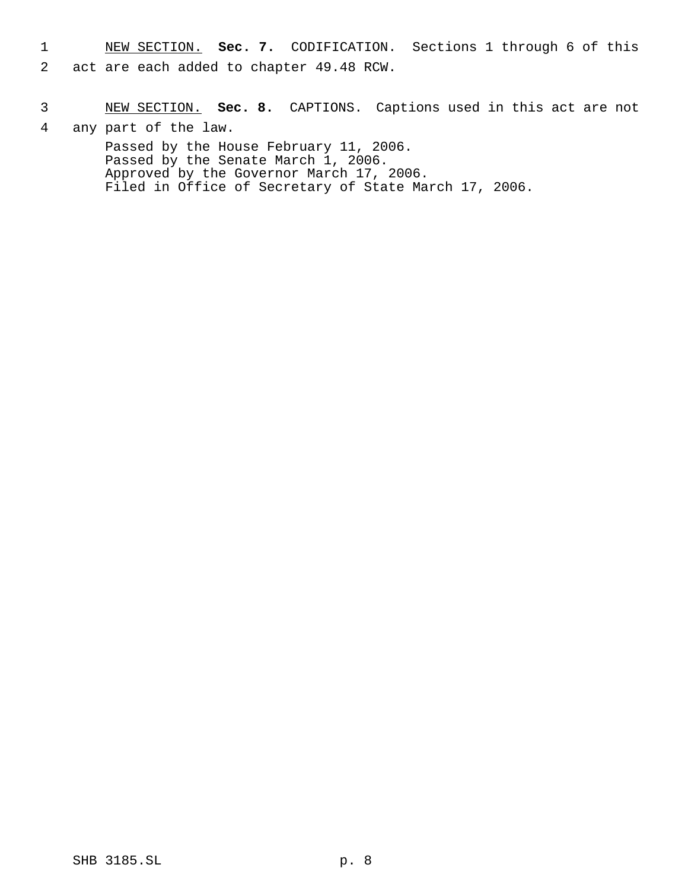NEW SECTION. **Sec. 7.** CODIFICATION. Sections 1 through 6 of this act are each added to chapter 49.48 RCW.

NEW SECTION. **Sec. 8.** CAPTIONS. Captions used in this act are not any part of the law.

Passed by the House February 11, 2006.
Passed by the Senate March 1, 2006.
Approved by the Governor March 17, 2006.
Filed in Office of Secretary of State March 17, 2006.